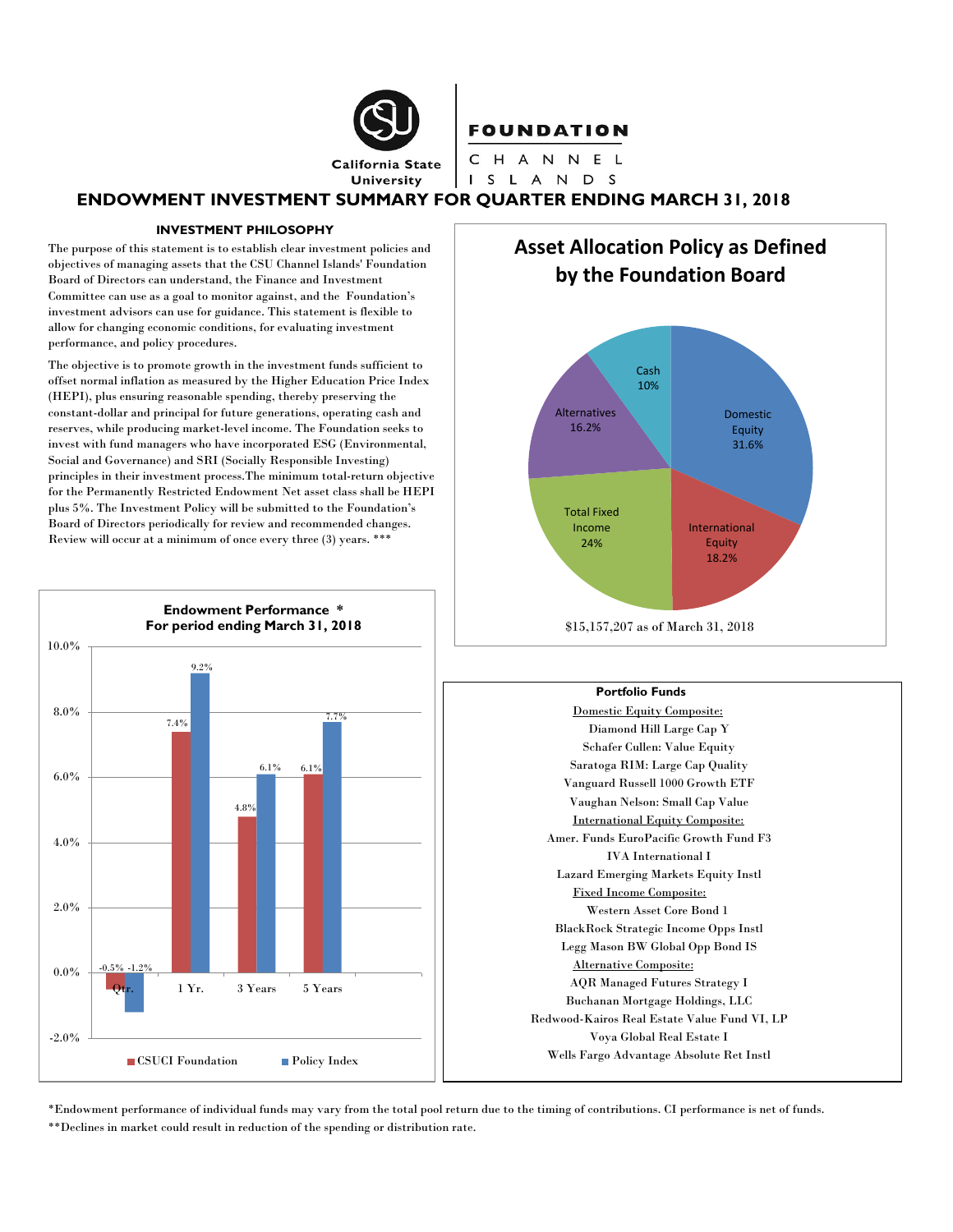California State University | FOUNDATION CHANNEL ISLANDS

# ENDOWMENT INVESTMENT SUMMARY FOR QUARTER ENDING MARCH 31, 2018

## INVESTMENT PHILOSOPHY

The purpose of this statement is to establish clear investment policies and objectives of managing assets that the CSU Channel Islands' Foundation Board of Directors can understand, the Finance and Investment Committee can use as a goal to monitor against, and the Foundation's investment advisors can use for guidance. This statement is flexible to allow for changing economic conditions, for evaluating investment performance, and policy procedures.

The objective is to promote growth in the investment funds sufficient to offset normal inflation as measured by the Higher Education Price Index (HEPI), plus ensuring reasonable spending, thereby preserving the constant-dollar and principal for future generations, operating cash and reserves, while producing market-level income. The Foundation seeks to invest with fund managers who have incorporated ESG (Environmental, Social and Governance) and SRI (Socially Responsible Investing) principles in their investment process.The minimum total-return objective for the Permanently Restricted Endowment Net asset class shall be HEPI plus 5%. The Investment Policy will be submitted to the Foundation's Board of Directors periodically for review and recommended changes. Review will occur at a minimum of once every three (3) years. ***

## Asset Allocation Policy as Defined by the Foundation Board

| Asset Class | Allocation |
|---|---|
| Domestic Equity | 31.6% |
| International Equity | 18.2% |
| Total Fixed Income | 24% |
| Alternatives | 16.2% |
| Cash | 10% |

$15,157,207 as of March 31, 2018

## Endowment Performance *
### For period ending March 31, 2018

| Period | CSUCI Foundation | Policy Index |
|---|---|---|
| Qtr. | -0.5% | -1.2% |
| 1 Yr. | 7.4% | 9.2% |
| 3 Years | 4.8% | 6.1% |
| 5 Years | 6.1% | 7.7% |

## Portfolio Funds

Domestic Equity Composite:
- Diamond Hill Large Cap Y
- Schafer Cullen: Value Equity
- Saratoga RIM: Large Cap Quality
- Vanguard Russell 1000 Growth ETF
- Vaughan Nelson: Small Cap Value

International Equity Composite:
- Amer. Funds EuroPacific Growth Fund F3
- IVA International I
- Lazard Emerging Markets Equity Instl

Fixed Income Composite:
- Western Asset Core Bond 1
- BlackRock Strategic Income Opps Instl
- Legg Mason BW Global Opp Bond IS

Alternative Composite:
- AQR Managed Futures Strategy I
- Buchanan Mortgage Holdings, LLC
- Redwood-Kairos Real Estate Value Fund VI, LP
- Voya Global Real Estate I
- Wells Fargo Advantage Absolute Ret Instl

*Endowment performance of individual funds may vary from the total pool return due to the timing of contributions. CI performance is net of funds.

**Declines in market could result in reduction of the spending or distribution rate.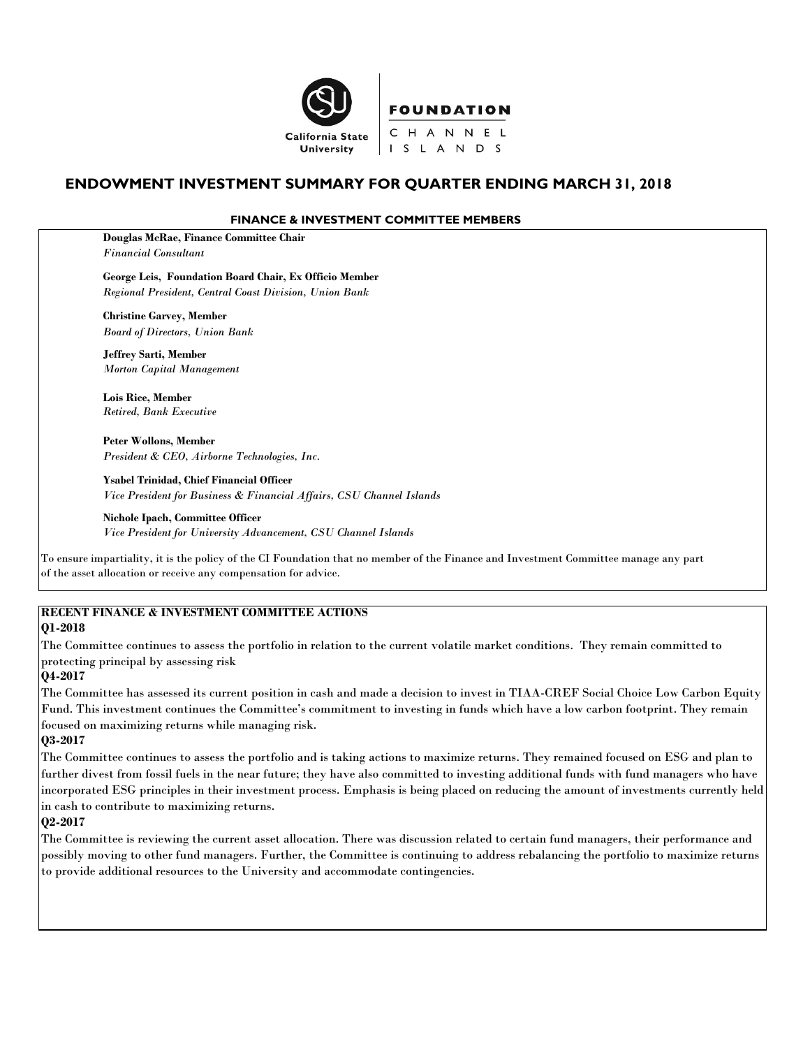**FOUNDATION**

CHANNEL ISLANDS

California State University

# ENDOWMENT INVESTMENT SUMMARY FOR QUARTER ENDING MARCH 31, 2018

## FINANCE & INVESTMENT COMMITTEE MEMBERS

**Douglas McRae, Finance Committee Chair**
*Financial Consultant*

**George Leis, Foundation Board Chair, Ex Officio Member**
*Regional President, Central Coast Division, Union Bank*

**Christine Garvey, Member**
*Board of Directors, Union Bank*

**Jeffrey Sarti, Member**
*Morton Capital Management*

**Lois Rice, Member**
*Retired, Bank Executive*

**Peter Wollons, Member**
*President & CEO, Airborne Technologies, Inc.*

**Ysabel Trinidad, Chief Financial Officer**
*Vice President for Business & Financial Affairs, CSU Channel Islands*

**Nichole Ipach, Committee Officer**
*Vice President for University Advancement, CSU Channel Islands*

To ensure impartiality, it is the policy of the CI Foundation that no member of the Finance and Investment Committee manage any part of the asset allocation or receive any compensation for advice.

## RECENT FINANCE & INVESTMENT COMMITTEE ACTIONS

**Q1-2018**

The Committee continues to assess the portfolio in relation to the current volatile market conditions. They remain committed to protecting principal by assessing risk

**Q4-2017**

The Committee has assessed its current position in cash and made a decision to invest in TIAA-CREF Social Choice Low Carbon Equity Fund. This investment continues the Committee's commitment to investing in funds which have a low carbon footprint. They remain focused on maximizing returns while managing risk.

**Q3-2017**

The Committee continues to assess the portfolio and is taking actions to maximize returns. They remained focused on ESG and plan to further divest from fossil fuels in the near future; they have also committed to investing additional funds with fund managers who have incorporated ESG principles in their investment process. Emphasis is being placed on reducing the amount of investments currently held in cash to contribute to maximizing returns.

**Q2-2017**

The Committee is reviewing the current asset allocation. There was discussion related to certain fund managers, their performance and possibly moving to other fund managers. Further, the Committee is continuing to address rebalancing the portfolio to maximize returns to provide additional resources to the University and accommodate contingencies.